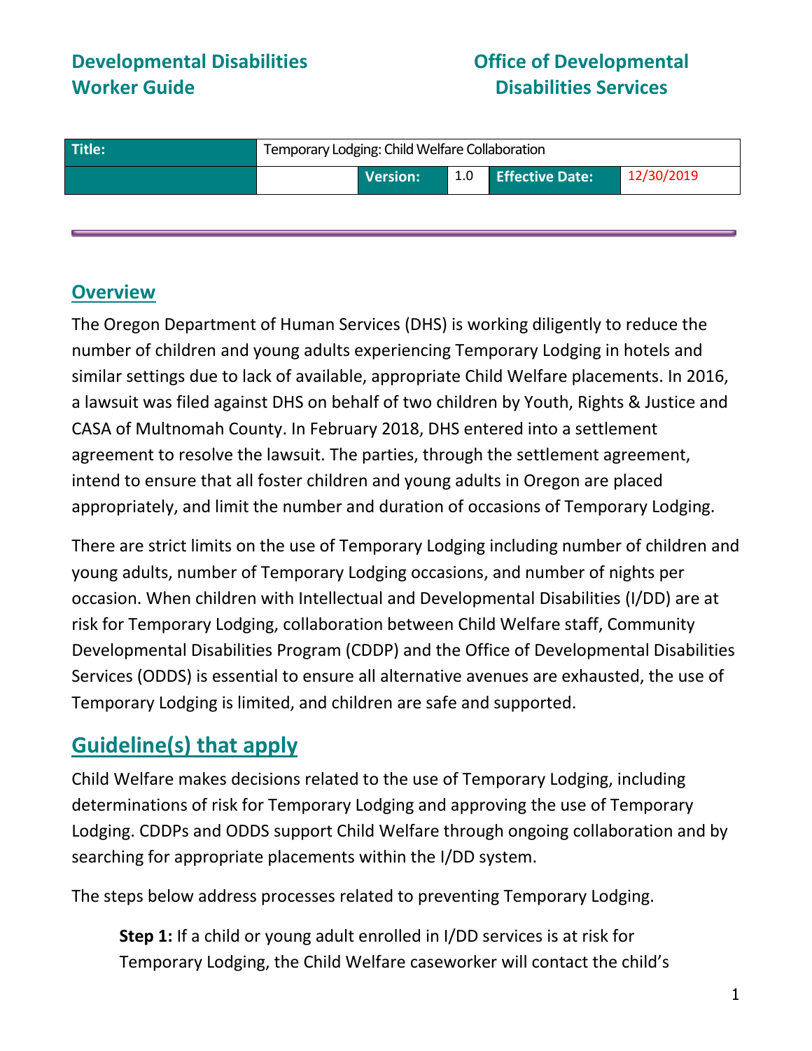**Developmental Disabilities Worker Guide**

**Office of Developmental Disabilities Services**

| Title: | Temporary Lodging: Child Welfare Collaboration | | | | |
|---|---|---|---|---|---|
| | | Version: | 1.0 | Effective Date: | 12/30/2019 |

## Overview

The Oregon Department of Human Services (DHS) is working diligently to reduce the number of children and young adults experiencing Temporary Lodging in hotels and similar settings due to lack of available, appropriate Child Welfare placements. In 2016, a lawsuit was filed against DHS on behalf of two children by Youth, Rights & Justice and CASA of Multnomah County. In February 2018, DHS entered into a settlement agreement to resolve the lawsuit. The parties, through the settlement agreement, intend to ensure that all foster children and young adults in Oregon are placed appropriately, and limit the number and duration of occasions of Temporary Lodging.

There are strict limits on the use of Temporary Lodging including number of children and young adults, number of Temporary Lodging occasions, and number of nights per occasion. When children with Intellectual and Developmental Disabilities (I/DD) are at risk for Temporary Lodging, collaboration between Child Welfare staff, Community Developmental Disabilities Program (CDDP) and the Office of Developmental Disabilities Services (ODDS) is essential to ensure all alternative avenues are exhausted, the use of Temporary Lodging is limited, and children are safe and supported.

## Guideline(s) that apply

Child Welfare makes decisions related to the use of Temporary Lodging, including determinations of risk for Temporary Lodging and approving the use of Temporary Lodging. CDDPs and ODDS support Child Welfare through ongoing collaboration and by searching for appropriate placements within the I/DD system.

The steps below address processes related to preventing Temporary Lodging.

**Step 1:** If a child or young adult enrolled in I/DD services is at risk for Temporary Lodging, the Child Welfare caseworker will contact the child's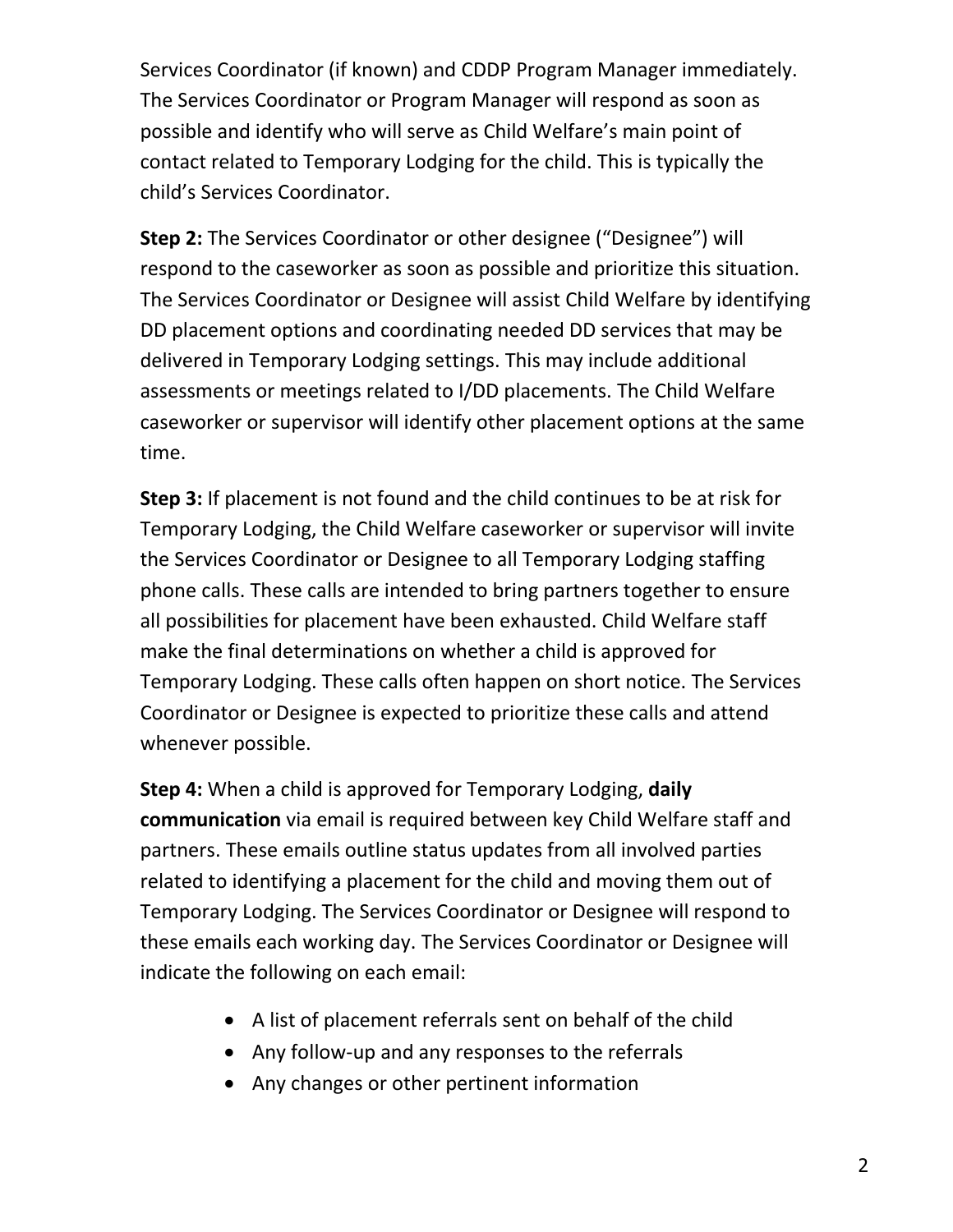Services Coordinator (if known) and CDDP Program Manager immediately. The Services Coordinator or Program Manager will respond as soon as possible and identify who will serve as Child Welfare's main point of contact related to Temporary Lodging for the child. This is typically the child's Services Coordinator.

**Step 2:** The Services Coordinator or other designee ("Designee") will respond to the caseworker as soon as possible and prioritize this situation. The Services Coordinator or Designee will assist Child Welfare by identifying DD placement options and coordinating needed DD services that may be delivered in Temporary Lodging settings. This may include additional assessments or meetings related to I/DD placements. The Child Welfare caseworker or supervisor will identify other placement options at the same time.

**Step 3:** If placement is not found and the child continues to be at risk for Temporary Lodging, the Child Welfare caseworker or supervisor will invite the Services Coordinator or Designee to all Temporary Lodging staffing phone calls. These calls are intended to bring partners together to ensure all possibilities for placement have been exhausted. Child Welfare staff make the final determinations on whether a child is approved for Temporary Lodging. These calls often happen on short notice. The Services Coordinator or Designee is expected to prioritize these calls and attend whenever possible.

**Step 4:** When a child is approved for Temporary Lodging, **daily communication** via email is required between key Child Welfare staff and partners. These emails outline status updates from all involved parties related to identifying a placement for the child and moving them out of Temporary Lodging. The Services Coordinator or Designee will respond to these emails each working day. The Services Coordinator or Designee will indicate the following on each email:

- A list of placement referrals sent on behalf of the child
- Any follow-up and any responses to the referrals
- Any changes or other pertinent information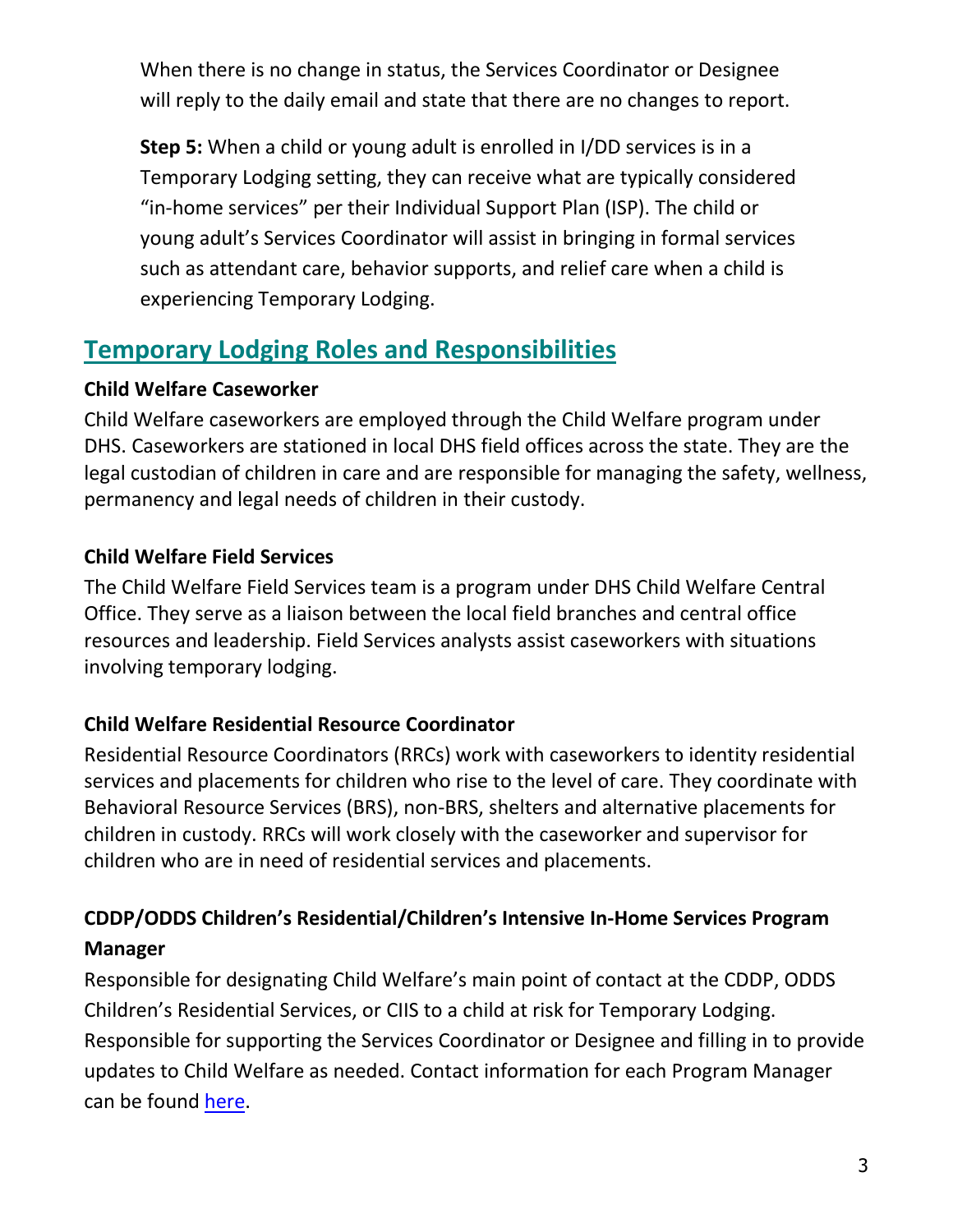When there is no change in status, the Services Coordinator or Designee will reply to the daily email and state that there are no changes to report.

**Step 5:** When a child or young adult is enrolled in I/DD services is in a Temporary Lodging setting, they can receive what are typically considered "in-home services" per their Individual Support Plan (ISP). The child or young adult's Services Coordinator will assist in bringing in formal services such as attendant care, behavior supports, and relief care when a child is experiencing Temporary Lodging.

## Temporary Lodging Roles and Responsibilities

**Child Welfare Caseworker**

Child Welfare caseworkers are employed through the Child Welfare program under DHS. Caseworkers are stationed in local DHS field offices across the state. They are the legal custodian of children in care and are responsible for managing the safety, wellness, permanency and legal needs of children in their custody.

**Child Welfare Field Services**

The Child Welfare Field Services team is a program under DHS Child Welfare Central Office. They serve as a liaison between the local field branches and central office resources and leadership. Field Services analysts assist caseworkers with situations involving temporary lodging.

**Child Welfare Residential Resource Coordinator**

Residential Resource Coordinators (RRCs) work with caseworkers to identity residential services and placements for children who rise to the level of care. They coordinate with Behavioral Resource Services (BRS), non-BRS, shelters and alternative placements for children in custody. RRCs will work closely with the caseworker and supervisor for children who are in need of residential services and placements.

**CDDP/ODDS Children's Residential/Children's Intensive In-Home Services Program Manager**

Responsible for designating Child Welfare's main point of contact at the CDDP, ODDS Children's Residential Services, or CIIS to a child at risk for Temporary Lodging. Responsible for supporting the Services Coordinator or Designee and filling in to provide updates to Child Welfare as needed. Contact information for each Program Manager can be found here.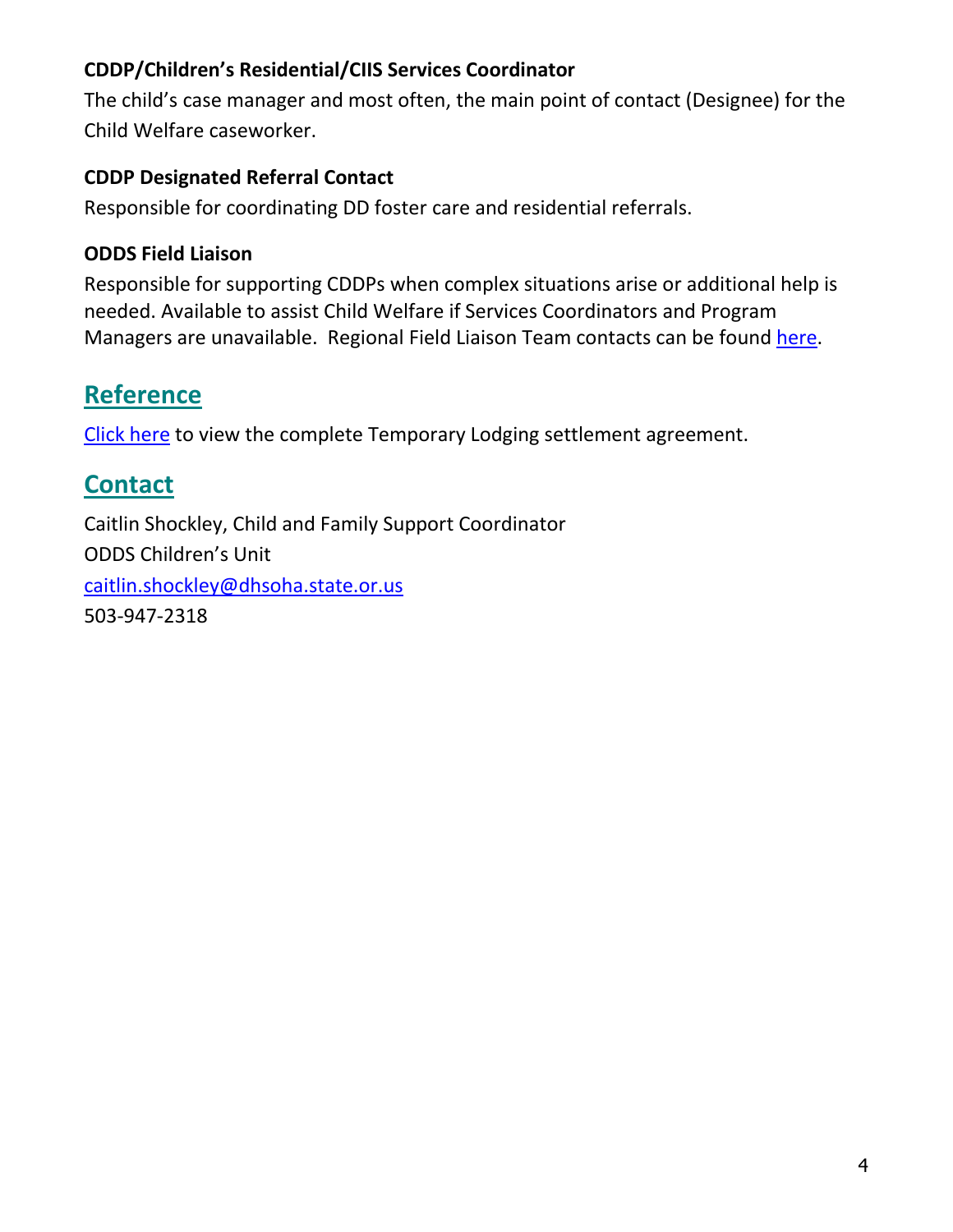**CDDP/Children's Residential/CIIS Services Coordinator**

The child's case manager and most often, the main point of contact (Designee) for the Child Welfare caseworker.

**CDDP Designated Referral Contact**

Responsible for coordinating DD foster care and residential referrals.

**ODDS Field Liaison**

Responsible for supporting CDDPs when complex situations arise or additional help is needed. Available to assist Child Welfare if Services Coordinators and Program Managers are unavailable. Regional Field Liaison Team contacts can be found here.

## Reference

Click here to view the complete Temporary Lodging settlement agreement.

## Contact

Caitlin Shockley, Child and Family Support Coordinator
ODDS Children's Unit
caitlin.shockley@dhsoha.state.or.us
503-947-2318